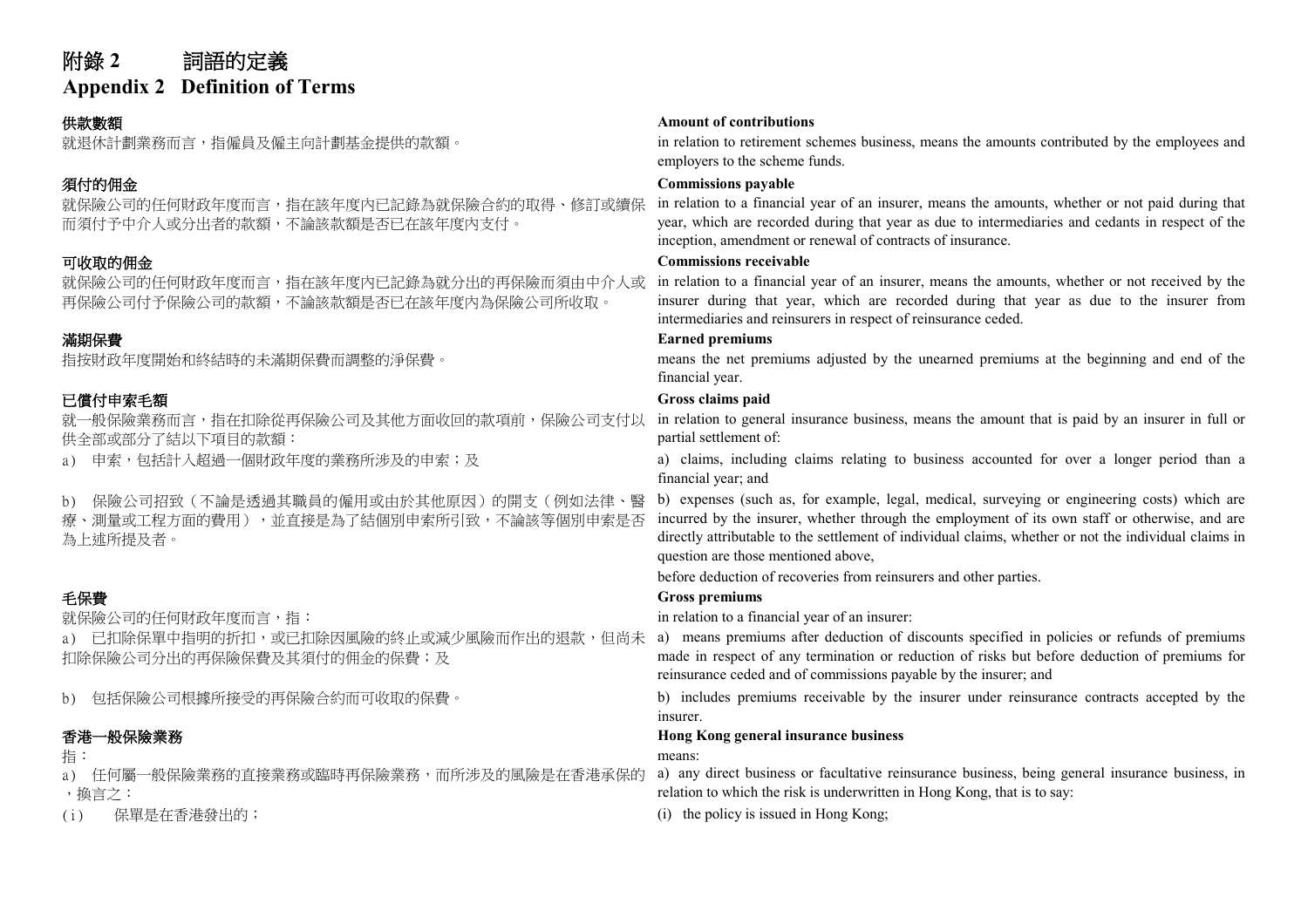# 附錄 2　詞語的定義
# Appendix 2　Definition of Terms

**供款數額**

就退休計劃業務而言，指僱員及僱主向計劃基金提供的款額。

**須付的佣金**

就保險公司的任何財政年度而言，指在該年度內已記錄為就保險合約的取得、修訂或續保而須付予中介人或分出者的款額，不論該款額是否已在該年度內支付。

**可收取的佣金**

就保險公司的任何財政年度而言，指在該年度內已記錄為就分出的再保險而須由中介人或再保險公司付予保險公司的款額，不論該款額是否已在該年度內為保險公司所收取。

**滿期保費**

指按財政年度開始和終結時的未滿期保費而調整的淨保費。

**已償付申索毛額**

就一般保險業務而言，指在扣除從再保險公司及其他方面收回的款項前，保險公司支付以供全部或部分了結以下項目的款額：

a) 申索，包括計入超過一個財政年度的業務所涉及的申索；及

b) 保險公司招致（不論是透過其職員的僱用或由於其他原因）的開支（例如法律、醫療、測量或工程方面的費用），並直接是為了結個別申索所引致，不論該等個別申索是否為上述所提及者。

**毛保費**

就保險公司的任何財政年度而言，指：

a) 已扣除保單中指明的折扣，或已扣除因風險的終止或減少風險而作出的退款，但尚未扣除保險公司分出的再保險保費及其須付的佣金的保費；及

b) 包括保險公司根據所接受的再保險合約而可收取的保費。

**香港一般保險業務**

指：

a) 任何屬一般保險業務的直接業務或臨時再保險業務，而所涉及的風險是在香港承保的，換言之：

(i) 保單是在香港發出的；

**Amount of contributions**

in relation to retirement schemes business, means the amounts contributed by the employees and employers to the scheme funds.

**Commissions payable**

in relation to a financial year of an insurer, means the amounts, whether or not paid during that year, which are recorded during that year as due to intermediaries and cedants in respect of the inception, amendment or renewal of contracts of insurance.

**Commissions receivable**

in relation to a financial year of an insurer, means the amounts, whether or not received by the insurer during that year, which are recorded during that year as due to the insurer from intermediaries and reinsurers in respect of reinsurance ceded.

**Earned premiums**

means the net premiums adjusted by the unearned premiums at the beginning and end of the financial year.

**Gross claims paid**

in relation to general insurance business, means the amount that is paid by an insurer in full or partial settlement of:

a) claims, including claims relating to business accounted for over a longer period than a financial year; and

b) expenses (such as, for example, legal, medical, surveying or engineering costs) which are incurred by the insurer, whether through the employment of its own staff or otherwise, and are directly attributable to the settlement of individual claims, whether or not the individual claims in question are those mentioned above,

before deduction of recoveries from reinsurers and other parties.

**Gross premiums**

in relation to a financial year of an insurer:

a) means premiums after deduction of discounts specified in policies or refunds of premiums made in respect of any termination or reduction of risks but before deduction of premiums for reinsurance ceded and of commissions payable by the insurer; and

b) includes premiums receivable by the insurer under reinsurance contracts accepted by the insurer.

**Hong Kong general insurance business**

means:

a) any direct business or facultative reinsurance business, being general insurance business, in relation to which the risk is underwritten in Hong Kong, that is to say:

(i) the policy is issued in Hong Kong;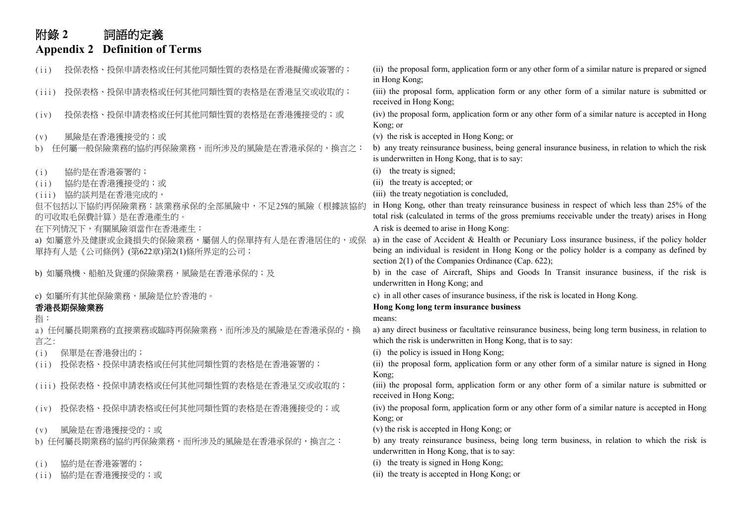# 附錄 2　詞語的定義
# Appendix 2　Definition of Terms

(ii)　投保表格、投保申請表格或任何其他同類性質的表格是在香港擬備或簽署的；

(iii)　投保表格、投保申請表格或任何其他同類性質的表格是在香港呈交或收取的；

(iv)　投保表格、投保申請表格或任何其他同類性質的表格是在香港獲接受的；或

(v)　風險是在香港獲接受的；或

b)　任何屬一般保險業務的協約再保險業務，而所涉及的風險是在香港承保的，換言之：

(i)　協約是在香港簽署的；

(ii)　協約是在香港獲接受的；或

(iii)　協約談判是在香港完成的，

但不包括以下協約再保險業務：該業務承保的全部風險中，不足25%的風險（根據該協約的可收取毛保費計算）是在香港產生的。

在下列情況下，有關風險須當作在香港產生：

a) 如屬意外及健康或金錢損失的保險業務，屬個人的保單持有人是在香港居住的，或保單持有人是《公司條例》(第622章)第2(1)條所界定的公司；

b) 如屬飛機、船舶及貨運的保險業務，風險是在香港承保的；及

c) 如屬所有其他保險業務，風險是位於香港的。

**香港長期保險業務**

指：

a) 任何屬長期業務的直接業務或臨時再保險業務，而所涉及的風險是在香港承保的，換言之:

(i)　保單是在香港發出的；

(ii)　投保表格、投保申請表格或任何其他同類性質的表格是在香港簽署的；

(iii) 投保表格、投保申請表格或任何其他同類性質的表格是在香港呈交或收取的；

(iv)　投保表格、投保申請表格或任何其他同類性質的表格是在香港獲接受的；或

(v)　風險是在香港獲接受的；或

b) 任何屬長期業務的協約再保險業務，而所涉及的風險是在香港承保的，換言之：

(i)　協約是在香港簽署的；

(ii)　協約是在香港獲接受的；或

(ii) the proposal form, application form or any other form of a similar nature is prepared or signed in Hong Kong;

(iii) the proposal form, application form or any other form of a similar nature is submitted or received in Hong Kong;

(iv) the proposal form, application form or any other form of a similar nature is accepted in Hong Kong; or

(v) the risk is accepted in Hong Kong; or

b) any treaty reinsurance business, being general insurance business, in relation to which the risk is underwritten in Hong Kong, that is to say:

(i) the treaty is signed;

(ii) the treaty is accepted; or

(iii) the treaty negotiation is concluded,

in Hong Kong, other than treaty reinsurance business in respect of which less than 25% of the total risk (calculated in terms of the gross premiums receivable under the treaty) arises in Hong

A risk is deemed to arise in Hong Kong:

a) in the case of Accident & Health or Pecuniary Loss insurance business, if the policy holder being an individual is resident in Hong Kong or the policy holder is a company as defined by section 2(1) of the Companies Ordinance (Cap. 622);

b) in the case of Aircraft, Ships and Goods In Transit insurance business, if the risk is underwritten in Hong Kong; and

c) in all other cases of insurance business, if the risk is located in Hong Kong.

**Hong Kong long term insurance business**

means:

a) any direct business or facultative reinsurance business, being long term business, in relation to which the risk is underwritten in Hong Kong, that is to say:

(i) the policy is issued in Hong Kong;

(ii) the proposal form, application form or any other form of a similar nature is signed in Hong Kong;

(iii) the proposal form, application form or any other form of a similar nature is submitted or received in Hong Kong;

(iv) the proposal form, application form or any other form of a similar nature is accepted in Hong Kong; or

(v) the risk is accepted in Hong Kong; or

b) any treaty reinsurance business, being long term business, in relation to which the risk is underwritten in Hong Kong, that is to say:

(i) the treaty is signed in Hong Kong;

(ii) the treaty is accepted in Hong Kong; or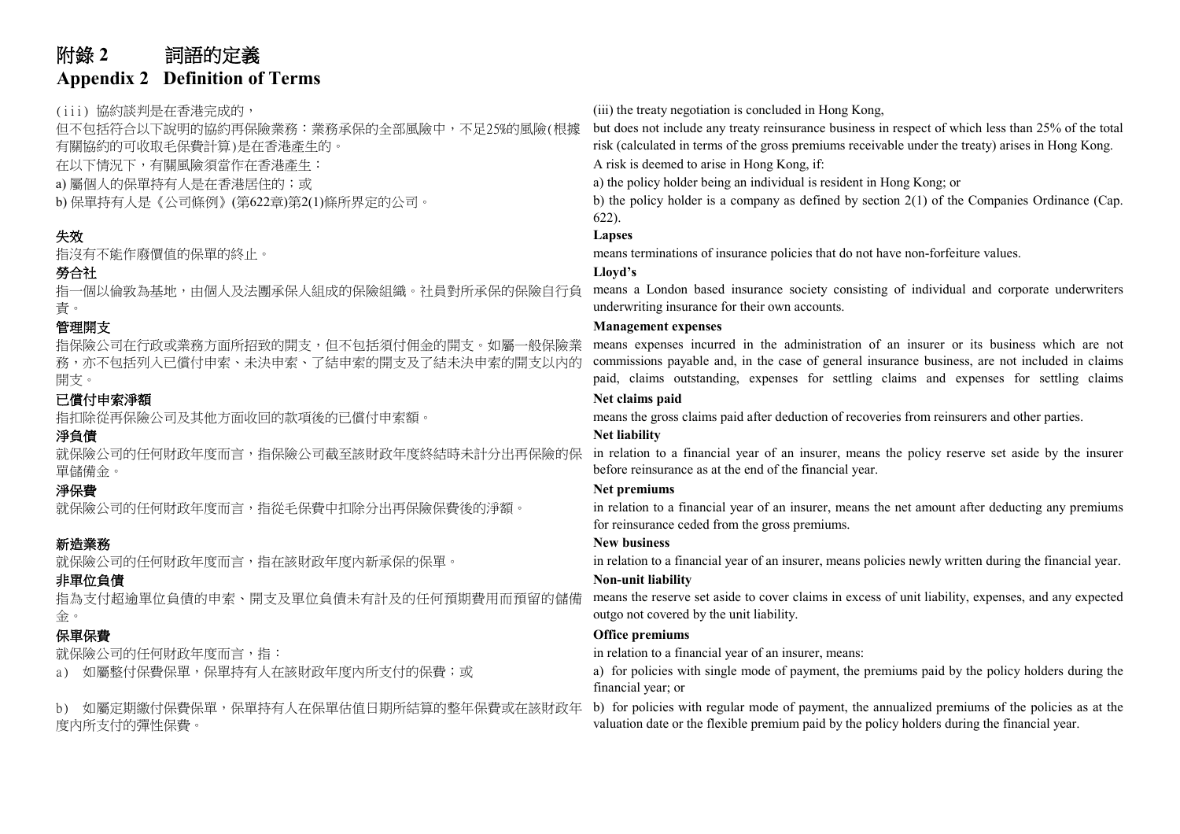# 附錄 2　詞語的定義

# Appendix 2　Definition of Terms

(iii) 協約談判是在香港完成的，

但不包括符合以下說明的協約再保險業務：業務承保的全部風險中，不足25%的風險(根據有關協約的可收取毛保費計算)是在香港產生的。

在以下情況下，有關風險須當作在香港產生：

a) 屬個人的保單持有人是在香港居住的；或

b) 保單持有人是《公司條例》(第622章)第2(1)條所界定的公司。

(iii) the treaty negotiation is concluded in Hong Kong,

but does not include any treaty reinsurance business in respect of which less than 25% of the total risk (calculated in terms of the gross premiums receivable under the treaty) arises in Hong Kong.

A risk is deemed to arise in Hong Kong, if:

a) the policy holder being an individual is resident in Hong Kong; or

b) the policy holder is a company as defined by section 2(1) of the Companies Ordinance (Cap. 622).

### 失效

指沒有不能作廢價值的保單的終止。

### Lapses

means terminations of insurance policies that do not have non-forfeiture values.

### 勞合社

指一個以倫敦為基地，由個人及法團承保人組成的保險組織。社員對所承保的保險自行負責。

### Lloyd's

means a London based insurance society consisting of individual and corporate underwriters underwriting insurance for their own accounts.

### 管理開支

指保險公司在行政或業務方面所招致的開支，但不包括須付佣金的開支。如屬一般保險業務，亦不包括列入已償付申索、未決申索、了結申索的開支及了結未決申索的開支以內的開支。

### Management expenses

means expenses incurred in the administration of an insurer or its business which are not commissions payable and, in the case of general insurance business, are not included in claims paid, claims outstanding, expenses for settling claims and expenses for settling claims

### 已償付申索淨額

指扣除從再保險公司及其他方面收回的款項後的已償付申索額。

### Net claims paid

means the gross claims paid after deduction of recoveries from reinsurers and other parties.

### 淨負債

就保險公司的任何財政年度而言，指保險公司截至該財政年度終結時未計分出再保險的保單儲備金。

### Net liability

in relation to a financial year of an insurer, means the policy reserve set aside by the insurer before reinsurance as at the end of the financial year.

### 淨保費

就保險公司的任何財政年度而言，指從毛保費中扣除分出再保險保費後的淨額。

### Net premiums

in relation to a financial year of an insurer, means the net amount after deducting any premiums for reinsurance ceded from the gross premiums.

### 新造業務

就保險公司的任何財政年度而言，指在該財政年度內新承保的保單。

### New business

in relation to a financial year of an insurer, means policies newly written during the financial year.

### 非單位負債

指為支付超逾單位負債的申索、開支及單位負債未有計及的任何預期費用而預留的儲備金。

### Non-unit liability

means the reserve set aside to cover claims in excess of unit liability, expenses, and any expected outgo not covered by the unit liability.

### 保單保費

就保險公司的任何財政年度而言，指：

a) 如屬整付保費保單，保單持有人在該財政年度內所支付的保費；或

b) 如屬定期繳付保費保單，保單持有人在保單估值日期所結算的整年保費或在該財政年度內所支付的彈性保費。

### Office premiums

in relation to a financial year of an insurer, means:

a) for policies with single mode of payment, the premiums paid by the policy holders during the financial year; or

b) for policies with regular mode of payment, the annualized premiums of the policies as at the valuation date or the flexible premium paid by the policy holders during the financial year.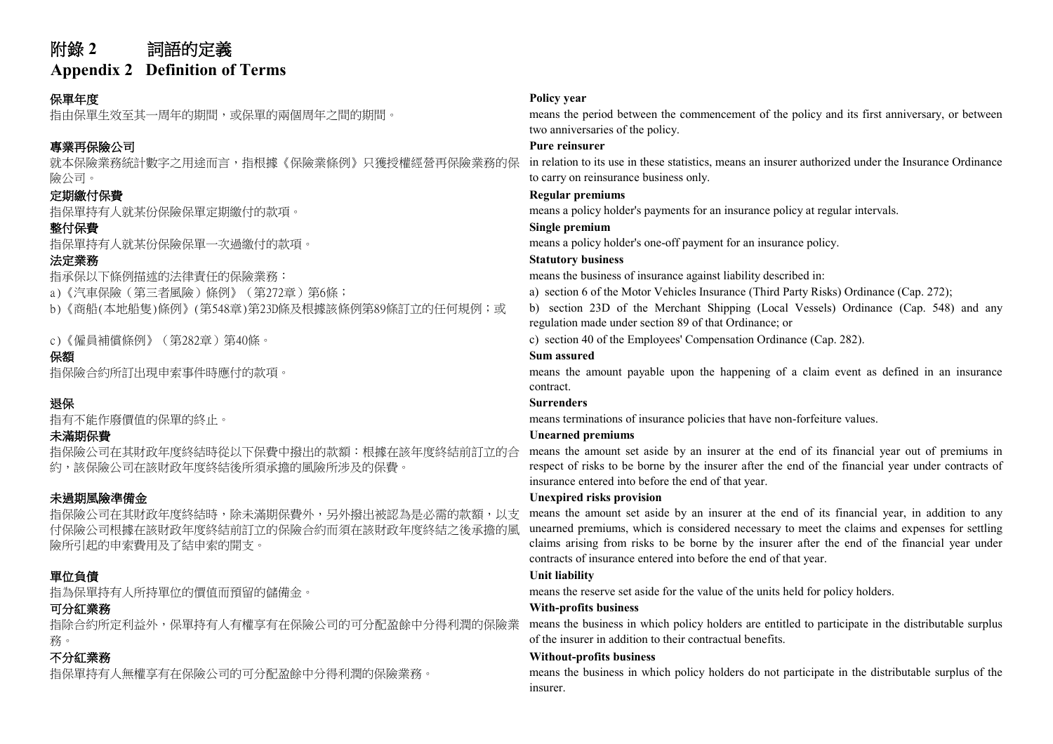# 附錄 2　　詞語的定義

# Appendix 2 Definition of Terms

**保單年度**

指由保單生效至其一周年的期間，或保單的兩個周年之間的期間。

**Policy year**

means the period between the commencement of the policy and its first anniversary, or between two anniversaries of the policy.

**專業再保險公司**

就本保險業務統計數字之用途而言，指根據《保險業條例》只獲授權經營再保險業務的保險公司。

**Pure reinsurer**

in relation to its use in these statistics, means an insurer authorized under the Insurance Ordinance to carry on reinsurance business only.

**定期繳付保費**

指保單持有人就某份保險保單定期繳付的款項。

**Regular premiums**

means a policy holder's payments for an insurance policy at regular intervals.

**整付保費**

指保單持有人就某份保險保單一次過繳付的款項。

**Single premium**

means a policy holder's one-off payment for an insurance policy.

**法定業務**

指承保以下條例描述的法律責任的保險業務：

a)《汽車保險（第三者風險）條例》（第272章）第6條；

b)《商船(本地船隻)條例》(第548章)第23D條及根據該條例第89條訂立的任何規例；或

c)《僱員補償條例》（第282章）第40條。

**Statutory business**

means the business of insurance against liability described in:

a) section 6 of the Motor Vehicles Insurance (Third Party Risks) Ordinance (Cap. 272);

b) section 23D of the Merchant Shipping (Local Vessels) Ordinance (Cap. 548) and any regulation made under section 89 of that Ordinance; or

c) section 40 of the Employees' Compensation Ordinance (Cap. 282).

**保額**

指保險合約所訂出現申索事件時應付的款項。

**Sum assured**

means the amount payable upon the happening of a claim event as defined in an insurance contract.

**退保**

指有不能作廢價值的保單的終止。

**Surrenders**

means terminations of insurance policies that have non-forfeiture values.

**未滿期保費**

指保險公司在其財政年度終結時從以下保費中撥出的款額：根據在該年度終結前訂立的合約，該保險公司在該財政年度終結後所須承擔的風險所涉及的保費。

**Unearned premiums**

means the amount set aside by an insurer at the end of its financial year out of premiums in respect of risks to be borne by the insurer after the end of the financial year under contracts of insurance entered into before the end of that year.

**未過期風險準備金**

指保險公司在其財政年度終結時，除未滿期保費外，另外撥出被認為是必需的款額，以支付保險公司根據在該財政年度終結前訂立的保險合約而須在該財政年度終結之後承擔的風險所引起的申索費用及了結申索的開支。

**Unexpired risks provision**

means the amount set aside by an insurer at the end of its financial year, in addition to any unearned premiums, which is considered necessary to meet the claims and expenses for settling claims arising from risks to be borne by the insurer after the end of the financial year under contracts of insurance entered into before the end of that year.

**單位負債**

指為保單持有人所持單位的價值而預留的儲備金。

**Unit liability**

means the reserve set aside for the value of the units held for policy holders.

**可分紅業務**

指除合約所定利益外，保單持有人有權享有在保險公司的可分配盈餘中分得利潤的保險業務。

**With-profits business**

means the business in which policy holders are entitled to participate in the distributable surplus of the insurer in addition to their contractual benefits.

**不分紅業務**

指保單持有人無權享有在保險公司的可分配盈餘中分得利潤的保險業務。

**Without-profits business**

means the business in which policy holders do not participate in the distributable surplus of the insurer.